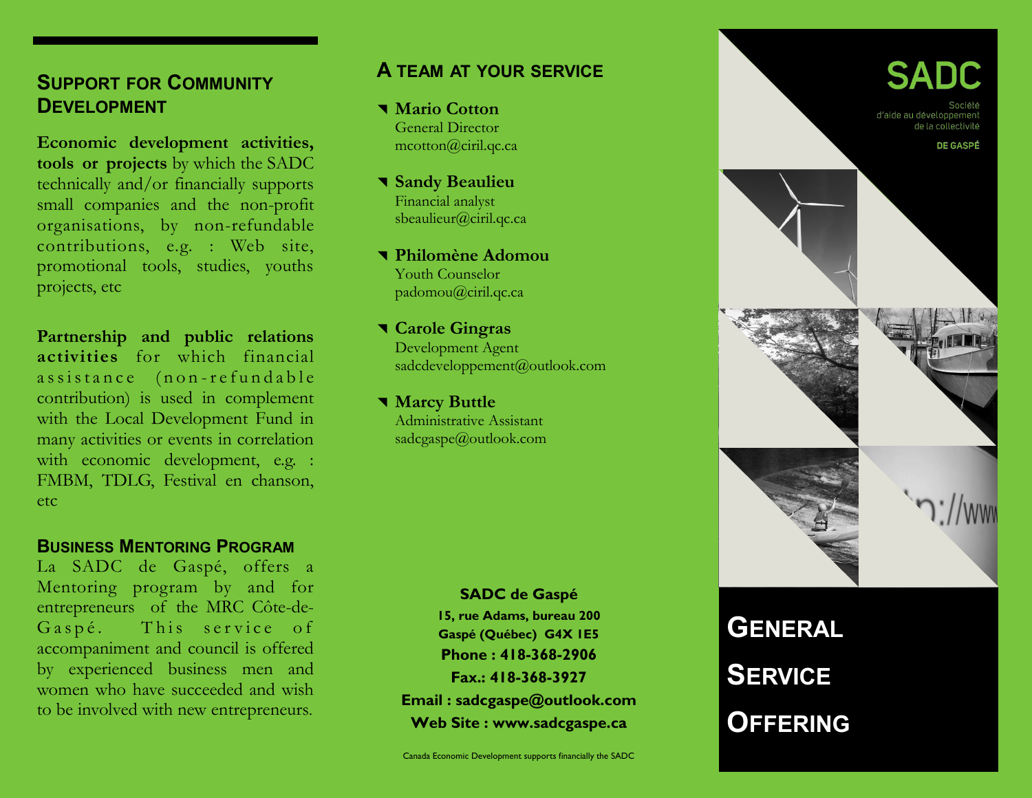## Support for Community Development

**Economic development activities, tools or projects** by which the SADC technically and/or financially supports small companies and the non-profit organisations, by non-refundable contributions, e.g. : Web site, promotional tools, studies, youths projects, etc

**Partnership and public relations activities** for which financial assistance (non-refundable contribution) is used in complement with the Local Development Fund in many activities or events in correlation with economic development, e.g. : FMBM, TDLG, Festival en chanson, etc

## Business Mentoring Program

La SADC de Gaspé, offers a Mentoring program by and for entrepreneurs of the MRC Côte-de-Gaspé. This service of accompaniment and council is offered by experienced business men and women who have succeeded and wish to be involved with new entrepreneurs.

## A Team at Your Service

- **Mario Cotton**
  General Director
  mcotton@ciril.qc.ca
- **Sandy Beaulieu**
  Financial analyst
  sbeaulieur@ciril.qc.ca
- **Philomène Adomou**
  Youth Counselor
  padomou@ciril.qc.ca
- **Carole Gingras**
  Development Agent
  sadcdeveloppement@outlook.com
- **Marcy Buttle**
  Administrative Assistant
  sadcgaspe@outlook.com

**SADC de Gaspé**
**15, rue Adams, bureau 200**
**Gaspé (Québec) G4X 1E5**
**Phone : 418-368-2906**
**Fax.: 418-368-3927**
**Email : sadcgaspe@outlook.com**
**Web Site : www.sadcgaspe.ca**

Canada Economic Development supports financially the SADC

# SADC

Société d'aide au développement de la collectivité

DE GASPÉ

# General Service Offering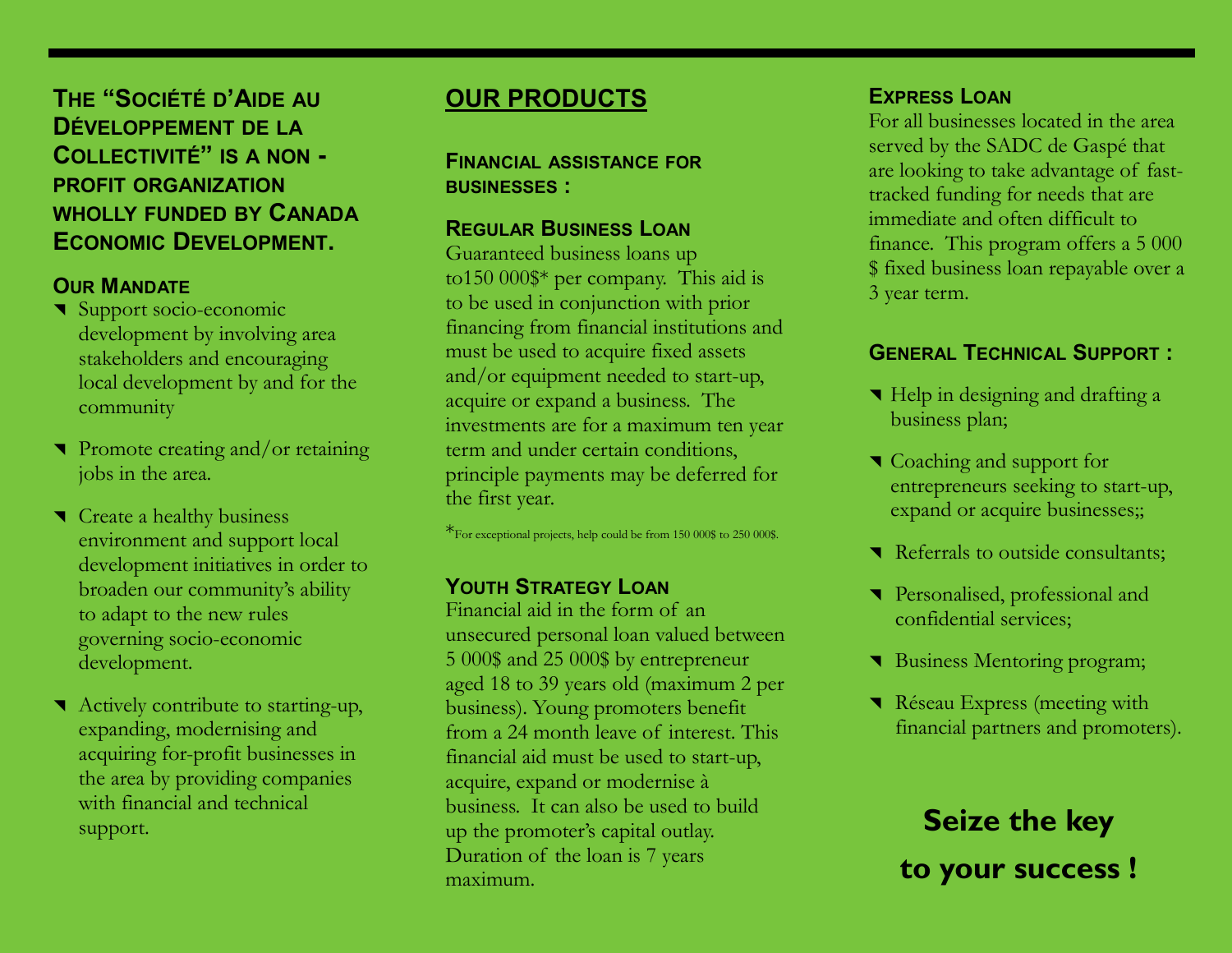## The "Société d'Aide au Développement de la Collectivité" is a non - profit organization wholly funded by Canada Economic Development.

### Our Mandate

- Support socio-economic development by involving area stakeholders and encouraging local development by and for the community
- Promote creating and/or retaining jobs in the area.
- Create a healthy business environment and support local development initiatives in order to broaden our community's ability to adapt to the new rules governing socio-economic development.
- Actively contribute to starting-up, expanding, modernising and acquiring for-profit businesses in the area by providing companies with financial and technical support.

## OUR PRODUCTS

### Financial assistance for businesses :

### Regular Business Loan

Guaranteed business loans up to150 000$* per company. This aid is to be used in conjunction with prior financing from financial institutions and must be used to acquire fixed assets and/or equipment needed to start-up, acquire or expand a business. The investments are for a maximum ten year term and under certain conditions, principle payments may be deferred for the first year.

*For exceptional projects, help could be from 150 000$ to 250 000$.

### Youth Strategy Loan

Financial aid in the form of an unsecured personal loan valued between 5 000$ and 25 000$ by entrepreneur aged 18 to 39 years old (maximum 2 per business). Young promoters benefit from a 24 month leave of interest. This financial aid must be used to start-up, acquire, expand or modernise à business. It can also be used to build up the promoter's capital outlay. Duration of the loan is 7 years maximum.

### Express Loan

For all businesses located in the area served by the SADC de Gaspé that are looking to take advantage of fast-tracked funding for needs that are immediate and often difficult to finance. This program offers a 5 000 $ fixed business loan repayable over a 3 year term.

### General Technical Support :

- Help in designing and drafting a business plan;
- Coaching and support for entrepreneurs seeking to start-up, expand or acquire businesses;;
- Referrals to outside consultants;
- Personalised, professional and confidential services;
- Business Mentoring program;
- Réseau Express (meeting with financial partners and promoters).

**Seize the key to your success !**